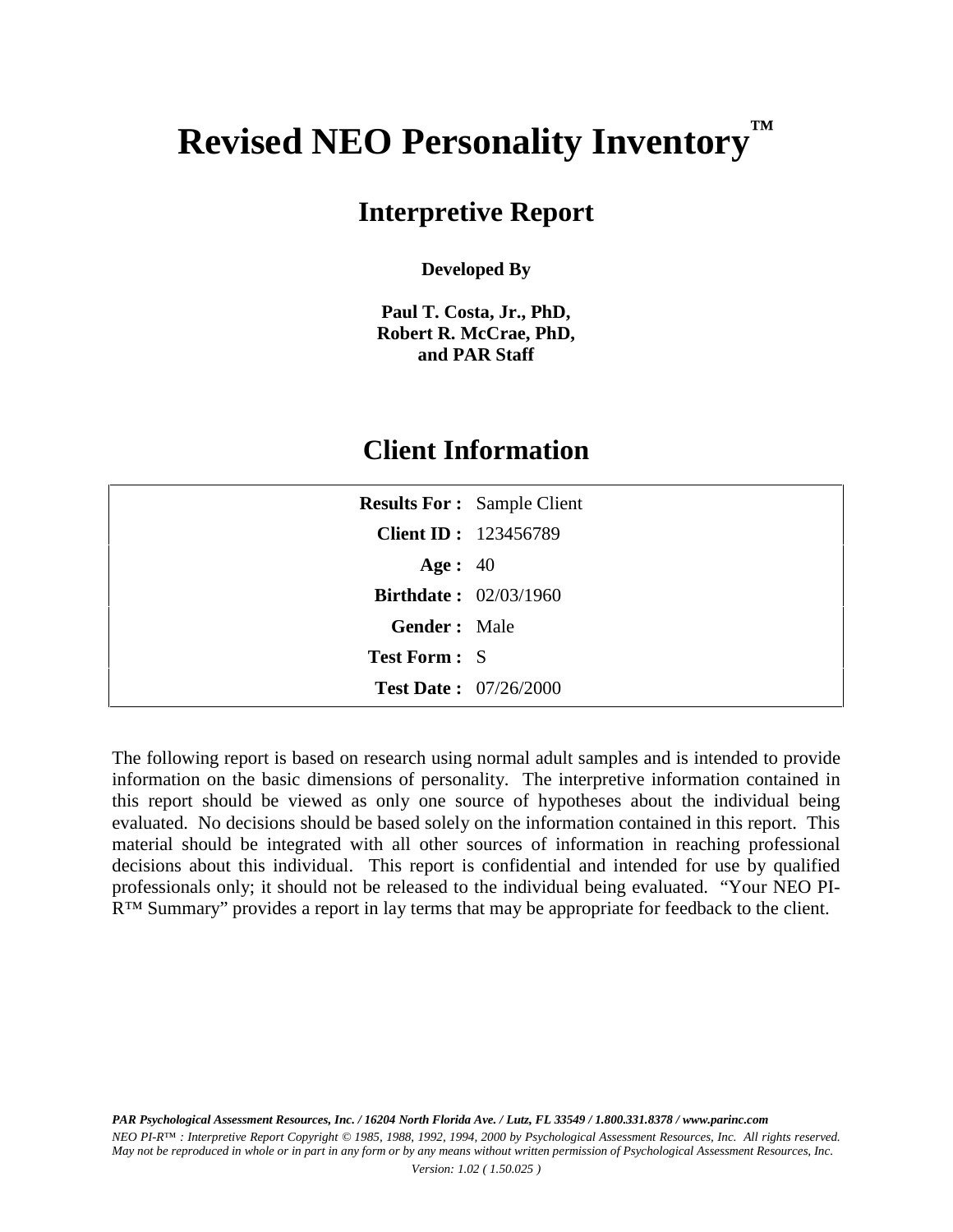# Revised NEO Personality Inventory™

## Interpretive Report

**Developed By**

**Paul T. Costa, Jr., PhD,**
**Robert R. McCrae, PhD,**
**and PAR Staff**

## Client Information

| | |
|---|---|
| **Results For :** | Sample Client |
| **Client ID :** | 123456789 |
| **Age :** | 40 |
| **Birthdate :** | 02/03/1960 |
| **Gender :** | Male |
| **Test Form :** | S |
| **Test Date :** | 07/26/2000 |

The following report is based on research using normal adult samples and is intended to provide information on the basic dimensions of personality. The interpretive information contained in this report should be viewed as only one source of hypotheses about the individual being evaluated. No decisions should be based solely on the information contained in this report. This material should be integrated with all other sources of information in reaching professional decisions about this individual. This report is confidential and intended for use by qualified professionals only; it should not be released to the individual being evaluated. "Your NEO PI-R™ Summary" provides a report in lay terms that may be appropriate for feedback to the client.

***PAR Psychological Assessment Resources, Inc. / 16204 North Florida Ave. / Lutz, FL 33549 / 1.800.331.8378 / www.parinc.com***

*NEO PI-R™ : Interpretive Report Copyright © 1985, 1988, 1992, 1994, 2000 by Psychological Assessment Resources, Inc. All rights reserved. May not be reproduced in whole or in part in any form or by any means without written permission of Psychological Assessment Resources, Inc.*

*Version: 1.02 ( 1.50.025 )*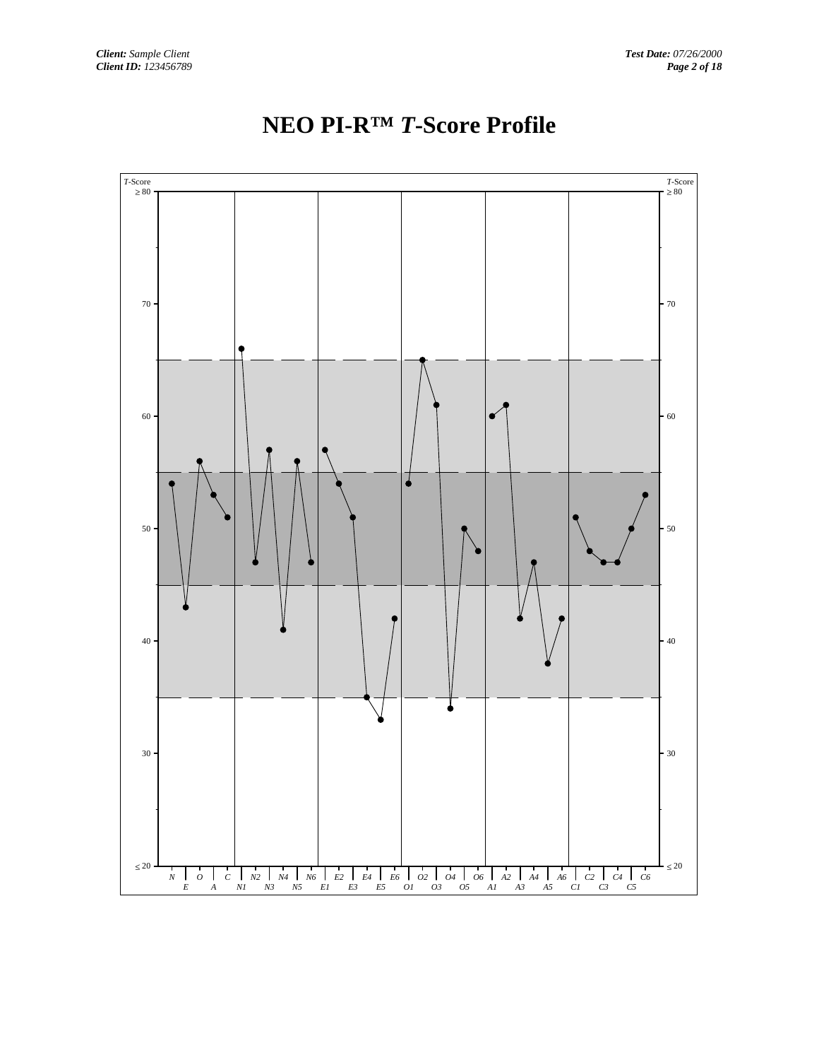# NEO PI-R™ *T*-Score Profile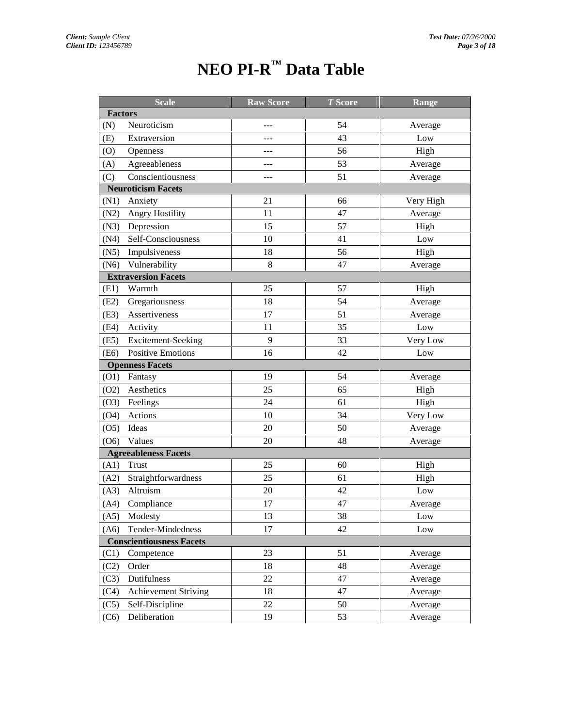# NEO PI-R™ Data Table

| Scale | Raw Score | *T* Score | Range |
|---|---|---|---|
| **Factors** | | | |
| (N) Neuroticism | --- | 54 | Average |
| (E) Extraversion | --- | 43 | Low |
| (O) Openness | --- | 56 | High |
| (A) Agreeableness | --- | 53 | Average |
| (C) Conscientiousness | --- | 51 | Average |
| **Neuroticism Facets** | | | |
| (N1) Anxiety | 21 | 66 | Very High |
| (N2) Angry Hostility | 11 | 47 | Average |
| (N3) Depression | 15 | 57 | High |
| (N4) Self-Consciousness | 10 | 41 | Low |
| (N5) Impulsiveness | 18 | 56 | High |
| (N6) Vulnerability | 8 | 47 | Average |
| **Extraversion Facets** | | | |
| (E1) Warmth | 25 | 57 | High |
| (E2) Gregariousness | 18 | 54 | Average |
| (E3) Assertiveness | 17 | 51 | Average |
| (E4) Activity | 11 | 35 | Low |
| (E5) Excitement-Seeking | 9 | 33 | Very Low |
| (E6) Positive Emotions | 16 | 42 | Low |
| **Openness Facets** | | | |
| (O1) Fantasy | 19 | 54 | Average |
| (O2) Aesthetics | 25 | 65 | High |
| (O3) Feelings | 24 | 61 | High |
| (O4) Actions | 10 | 34 | Very Low |
| (O5) Ideas | 20 | 50 | Average |
| (O6) Values | 20 | 48 | Average |
| **Agreeableness Facets** | | | |
| (A1) Trust | 25 | 60 | High |
| (A2) Straightforwardness | 25 | 61 | High |
| (A3) Altruism | 20 | 42 | Low |
| (A4) Compliance | 17 | 47 | Average |
| (A5) Modesty | 13 | 38 | Low |
| (A6) Tender-Mindedness | 17 | 42 | Low |
| **Conscientiousness Facets** | | | |
| (C1) Competence | 23 | 51 | Average |
| (C2) Order | 18 | 48 | Average |
| (C3) Dutifulness | 22 | 47 | Average |
| (C4) Achievement Striving | 18 | 47 | Average |
| (C5) Self-Discipline | 22 | 50 | Average |
| (C6) Deliberation | 19 | 53 | Average |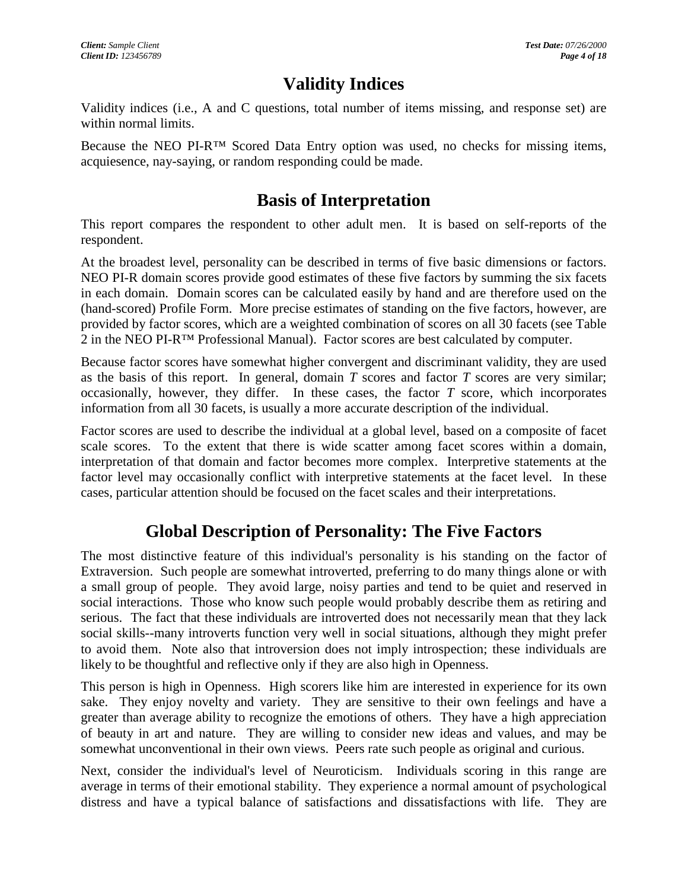# Validity Indices

Validity indices (i.e., A and C questions, total number of items missing, and response set) are within normal limits.

Because the NEO PI-R™ Scored Data Entry option was used, no checks for missing items, acquiesence, nay-saying, or random responding could be made.

# Basis of Interpretation

This report compares the respondent to other adult men. It is based on self-reports of the respondent.

At the broadest level, personality can be described in terms of five basic dimensions or factors. NEO PI-R domain scores provide good estimates of these five factors by summing the six facets in each domain. Domain scores can be calculated easily by hand and are therefore used on the (hand-scored) Profile Form. More precise estimates of standing on the five factors, however, are provided by factor scores, which are a weighted combination of scores on all 30 facets (see Table 2 in the NEO PI-R™ Professional Manual). Factor scores are best calculated by computer.

Because factor scores have somewhat higher convergent and discriminant validity, they are used as the basis of this report. In general, domain *T* scores and factor *T* scores are very similar; occasionally, however, they differ. In these cases, the factor *T* score, which incorporates information from all 30 facets, is usually a more accurate description of the individual.

Factor scores are used to describe the individual at a global level, based on a composite of facet scale scores. To the extent that there is wide scatter among facet scores within a domain, interpretation of that domain and factor becomes more complex. Interpretive statements at the factor level may occasionally conflict with interpretive statements at the facet level. In these cases, particular attention should be focused on the facet scales and their interpretations.

# Global Description of Personality: The Five Factors

The most distinctive feature of this individual's personality is his standing on the factor of Extraversion. Such people are somewhat introverted, preferring to do many things alone or with a small group of people. They avoid large, noisy parties and tend to be quiet and reserved in social interactions. Those who know such people would probably describe them as retiring and serious. The fact that these individuals are introverted does not necessarily mean that they lack social skills--many introverts function very well in social situations, although they might prefer to avoid them. Note also that introversion does not imply introspection; these individuals are likely to be thoughtful and reflective only if they are also high in Openness.

This person is high in Openness. High scorers like him are interested in experience for its own sake. They enjoy novelty and variety. They are sensitive to their own feelings and have a greater than average ability to recognize the emotions of others. They have a high appreciation of beauty in art and nature. They are willing to consider new ideas and values, and may be somewhat unconventional in their own views. Peers rate such people as original and curious.

Next, consider the individual's level of Neuroticism. Individuals scoring in this range are average in terms of their emotional stability. They experience a normal amount of psychological distress and have a typical balance of satisfactions and dissatisfactions with life. They are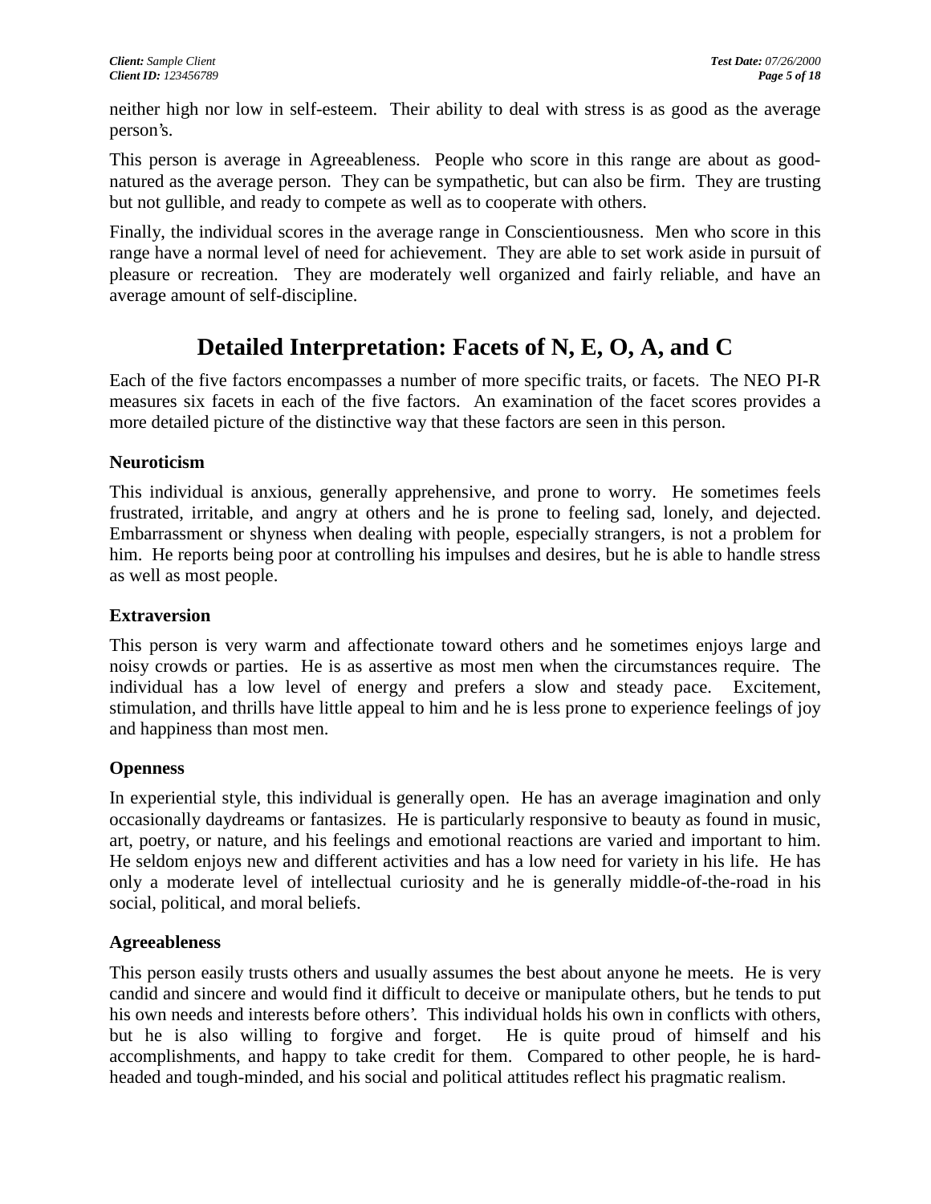neither high nor low in self-esteem. Their ability to deal with stress is as good as the average person's.

This person is average in Agreeableness. People who score in this range are about as good-natured as the average person. They can be sympathetic, but can also be firm. They are trusting but not gullible, and ready to compete as well as to cooperate with others.

Finally, the individual scores in the average range in Conscientiousness. Men who score in this range have a normal level of need for achievement. They are able to set work aside in pursuit of pleasure or recreation. They are moderately well organized and fairly reliable, and have an average amount of self-discipline.

# Detailed Interpretation: Facets of N, E, O, A, and C

Each of the five factors encompasses a number of more specific traits, or facets. The NEO PI-R measures six facets in each of the five factors. An examination of the facet scores provides a more detailed picture of the distinctive way that these factors are seen in this person.

### Neuroticism

This individual is anxious, generally apprehensive, and prone to worry. He sometimes feels frustrated, irritable, and angry at others and he is prone to feeling sad, lonely, and dejected. Embarrassment or shyness when dealing with people, especially strangers, is not a problem for him. He reports being poor at controlling his impulses and desires, but he is able to handle stress as well as most people.

### Extraversion

This person is very warm and affectionate toward others and he sometimes enjoys large and noisy crowds or parties. He is as assertive as most men when the circumstances require. The individual has a low level of energy and prefers a slow and steady pace. Excitement, stimulation, and thrills have little appeal to him and he is less prone to experience feelings of joy and happiness than most men.

### Openness

In experiential style, this individual is generally open. He has an average imagination and only occasionally daydreams or fantasizes. He is particularly responsive to beauty as found in music, art, poetry, or nature, and his feelings and emotional reactions are varied and important to him. He seldom enjoys new and different activities and has a low need for variety in his life. He has only a moderate level of intellectual curiosity and he is generally middle-of-the-road in his social, political, and moral beliefs.

### Agreeableness

This person easily trusts others and usually assumes the best about anyone he meets. He is very candid and sincere and would find it difficult to deceive or manipulate others, but he tends to put his own needs and interests before others'. This individual holds his own in conflicts with others, but he is also willing to forgive and forget. He is quite proud of himself and his accomplishments, and happy to take credit for them. Compared to other people, he is hard-headed and tough-minded, and his social and political attitudes reflect his pragmatic realism.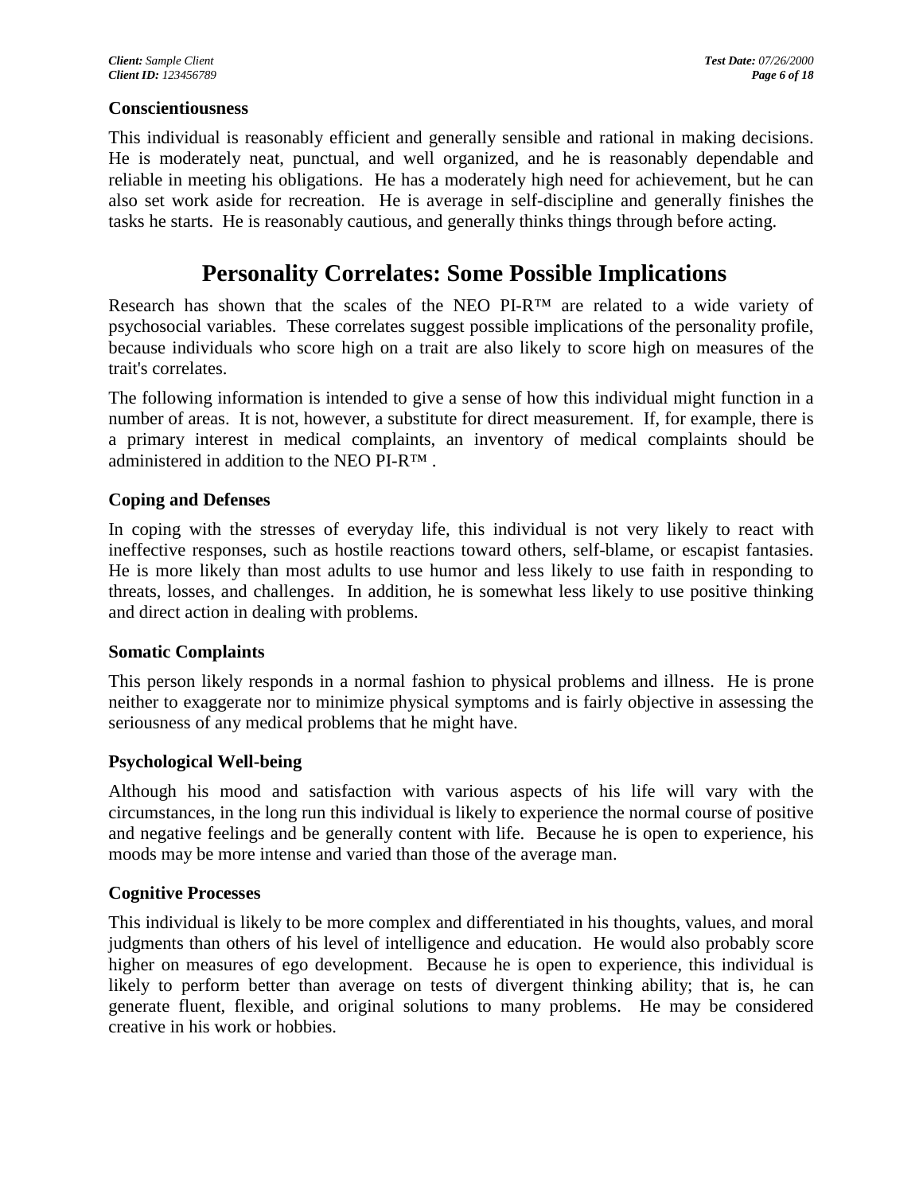### Conscientiousness

This individual is reasonably efficient and generally sensible and rational in making decisions. He is moderately neat, punctual, and well organized, and he is reasonably dependable and reliable in meeting his obligations. He has a moderately high need for achievement, but he can also set work aside for recreation. He is average in self-discipline and generally finishes the tasks he starts. He is reasonably cautious, and generally thinks things through before acting.

## Personality Correlates: Some Possible Implications

Research has shown that the scales of the NEO PI-R™ are related to a wide variety of psychosocial variables. These correlates suggest possible implications of the personality profile, because individuals who score high on a trait are also likely to score high on measures of the trait's correlates.

The following information is intended to give a sense of how this individual might function in a number of areas. It is not, however, a substitute for direct measurement. If, for example, there is a primary interest in medical complaints, an inventory of medical complaints should be administered in addition to the NEO PI-R™ .

### Coping and Defenses

In coping with the stresses of everyday life, this individual is not very likely to react with ineffective responses, such as hostile reactions toward others, self-blame, or escapist fantasies. He is more likely than most adults to use humor and less likely to use faith in responding to threats, losses, and challenges. In addition, he is somewhat less likely to use positive thinking and direct action in dealing with problems.

### Somatic Complaints

This person likely responds in a normal fashion to physical problems and illness. He is prone neither to exaggerate nor to minimize physical symptoms and is fairly objective in assessing the seriousness of any medical problems that he might have.

### Psychological Well-being

Although his mood and satisfaction with various aspects of his life will vary with the circumstances, in the long run this individual is likely to experience the normal course of positive and negative feelings and be generally content with life. Because he is open to experience, his moods may be more intense and varied than those of the average man.

### Cognitive Processes

This individual is likely to be more complex and differentiated in his thoughts, values, and moral judgments than others of his level of intelligence and education. He would also probably score higher on measures of ego development. Because he is open to experience, this individual is likely to perform better than average on tests of divergent thinking ability; that is, he can generate fluent, flexible, and original solutions to many problems. He may be considered creative in his work or hobbies.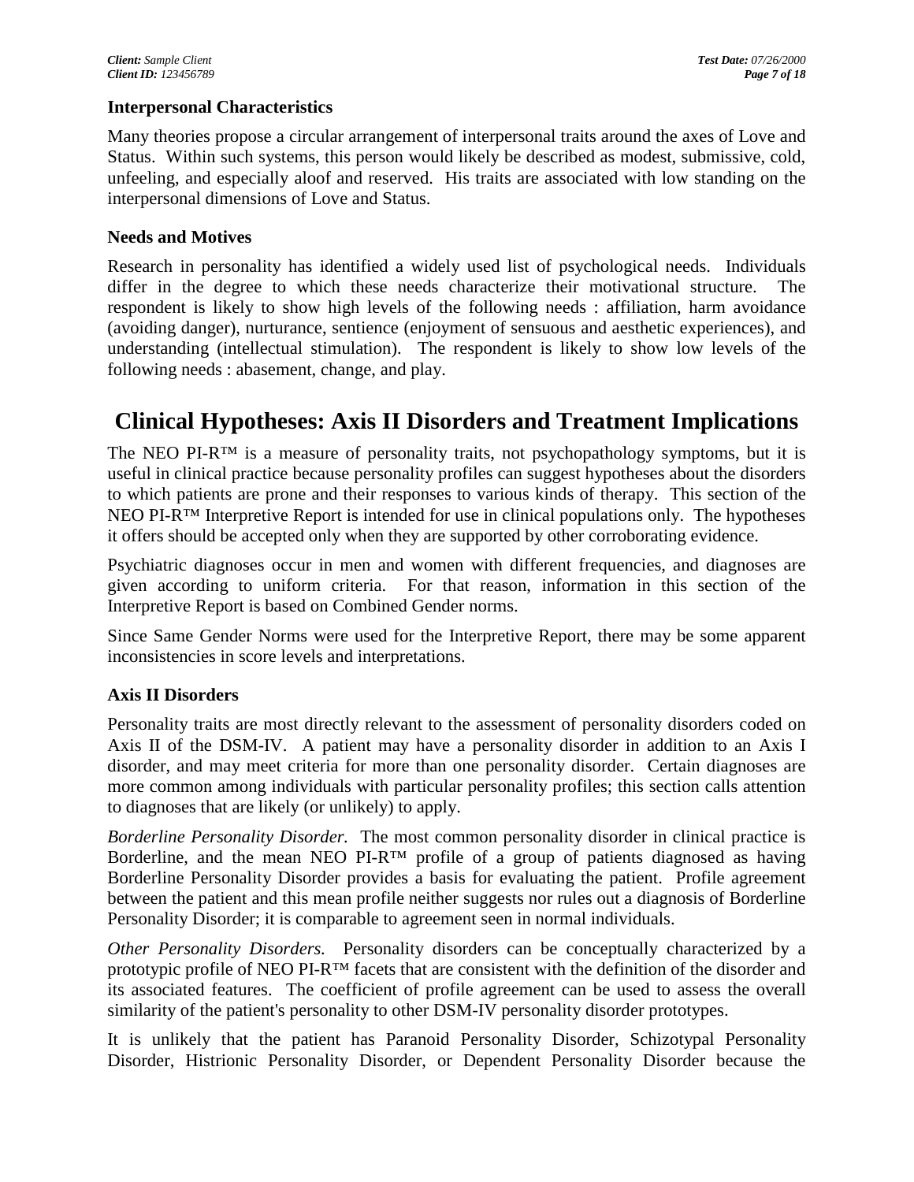### Interpersonal Characteristics

Many theories propose a circular arrangement of interpersonal traits around the axes of Love and Status. Within such systems, this person would likely be described as modest, submissive, cold, unfeeling, and especially aloof and reserved. His traits are associated with low standing on the interpersonal dimensions of Love and Status.

### Needs and Motives

Research in personality has identified a widely used list of psychological needs. Individuals differ in the degree to which these needs characterize their motivational structure. The respondent is likely to show high levels of the following needs : affiliation, harm avoidance (avoiding danger), nurturance, sentience (enjoyment of sensuous and aesthetic experiences), and understanding (intellectual stimulation). The respondent is likely to show low levels of the following needs : abasement, change, and play.

## Clinical Hypotheses: Axis II Disorders and Treatment Implications

The NEO PI-R™ is a measure of personality traits, not psychopathology symptoms, but it is useful in clinical practice because personality profiles can suggest hypotheses about the disorders to which patients are prone and their responses to various kinds of therapy. This section of the NEO PI-R™ Interpretive Report is intended for use in clinical populations only. The hypotheses it offers should be accepted only when they are supported by other corroborating evidence.

Psychiatric diagnoses occur in men and women with different frequencies, and diagnoses are given according to uniform criteria. For that reason, information in this section of the Interpretive Report is based on Combined Gender norms.

Since Same Gender Norms were used for the Interpretive Report, there may be some apparent inconsistencies in score levels and interpretations.

### Axis II Disorders

Personality traits are most directly relevant to the assessment of personality disorders coded on Axis II of the DSM-IV. A patient may have a personality disorder in addition to an Axis I disorder, and may meet criteria for more than one personality disorder. Certain diagnoses are more common among individuals with particular personality profiles; this section calls attention to diagnoses that are likely (or unlikely) to apply.

*Borderline Personality Disorder.* The most common personality disorder in clinical practice is Borderline, and the mean NEO PI-R™ profile of a group of patients diagnosed as having Borderline Personality Disorder provides a basis for evaluating the patient. Profile agreement between the patient and this mean profile neither suggests nor rules out a diagnosis of Borderline Personality Disorder; it is comparable to agreement seen in normal individuals.

*Other Personality Disorders.* Personality disorders can be conceptually characterized by a prototypic profile of NEO PI-R™ facets that are consistent with the definition of the disorder and its associated features. The coefficient of profile agreement can be used to assess the overall similarity of the patient's personality to other DSM-IV personality disorder prototypes.

It is unlikely that the patient has Paranoid Personality Disorder, Schizotypal Personality Disorder, Histrionic Personality Disorder, or Dependent Personality Disorder because the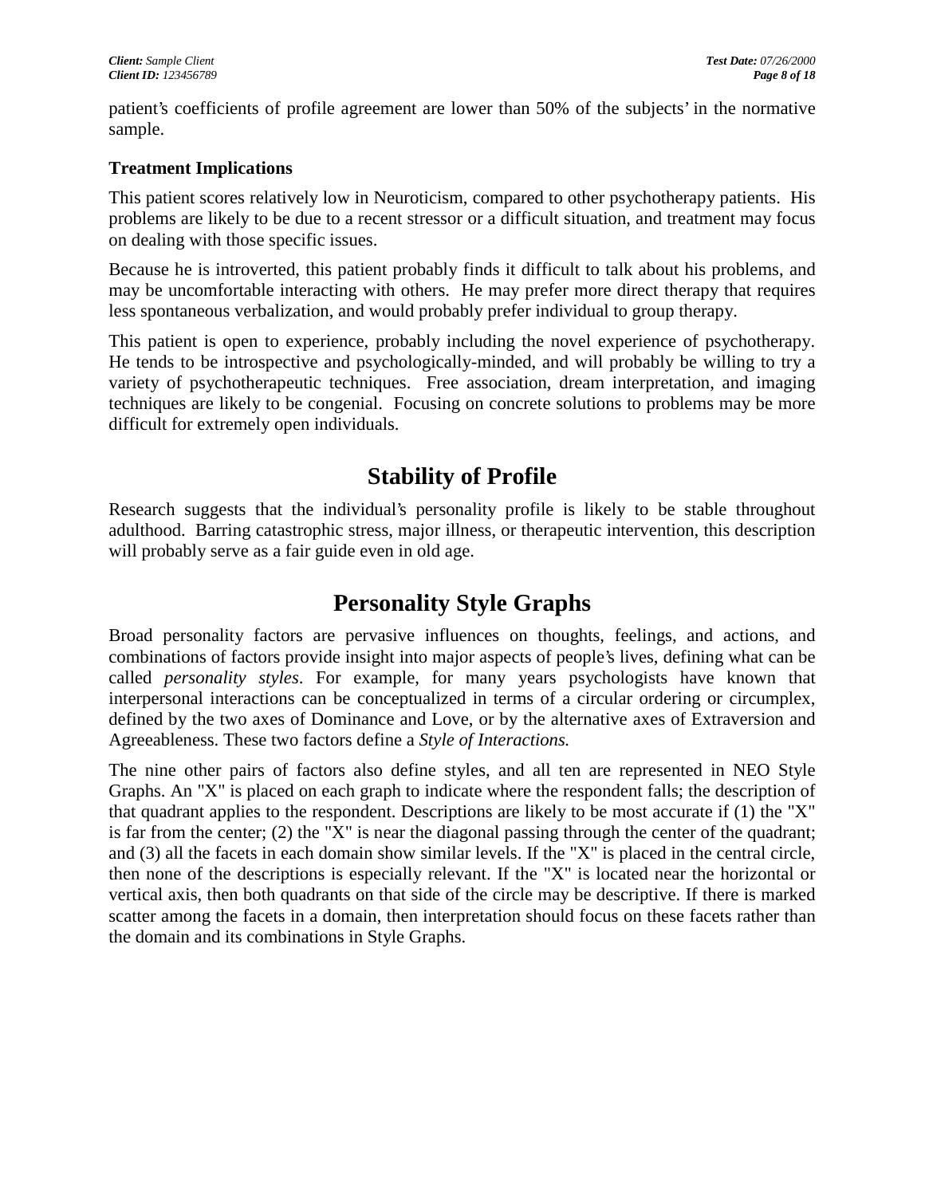patient's coefficients of profile agreement are lower than 50% of the subjects' in the normative sample.

### Treatment Implications

This patient scores relatively low in Neuroticism, compared to other psychotherapy patients. His problems are likely to be due to a recent stressor or a difficult situation, and treatment may focus on dealing with those specific issues.

Because he is introverted, this patient probably finds it difficult to talk about his problems, and may be uncomfortable interacting with others. He may prefer more direct therapy that requires less spontaneous verbalization, and would probably prefer individual to group therapy.

This patient is open to experience, probably including the novel experience of psychotherapy. He tends to be introspective and psychologically-minded, and will probably be willing to try a variety of psychotherapeutic techniques. Free association, dream interpretation, and imaging techniques are likely to be congenial. Focusing on concrete solutions to problems may be more difficult for extremely open individuals.

## Stability of Profile

Research suggests that the individual's personality profile is likely to be stable throughout adulthood. Barring catastrophic stress, major illness, or therapeutic intervention, this description will probably serve as a fair guide even in old age.

## Personality Style Graphs

Broad personality factors are pervasive influences on thoughts, feelings, and actions, and combinations of factors provide insight into major aspects of people's lives, defining what can be called *personality styles*. For example, for many years psychologists have known that interpersonal interactions can be conceptualized in terms of a circular ordering or circumplex, defined by the two axes of Dominance and Love, or by the alternative axes of Extraversion and Agreeableness. These two factors define a *Style of Interactions.*

The nine other pairs of factors also define styles, and all ten are represented in NEO Style Graphs. An "X" is placed on each graph to indicate where the respondent falls; the description of that quadrant applies to the respondent. Descriptions are likely to be most accurate if (1) the "X" is far from the center; (2) the "X" is near the diagonal passing through the center of the quadrant; and (3) all the facets in each domain show similar levels. If the "X" is placed in the central circle, then none of the descriptions is especially relevant. If the "X" is located near the horizontal or vertical axis, then both quadrants on that side of the circle may be descriptive. If there is marked scatter among the facets in a domain, then interpretation should focus on these facets rather than the domain and its combinations in Style Graphs.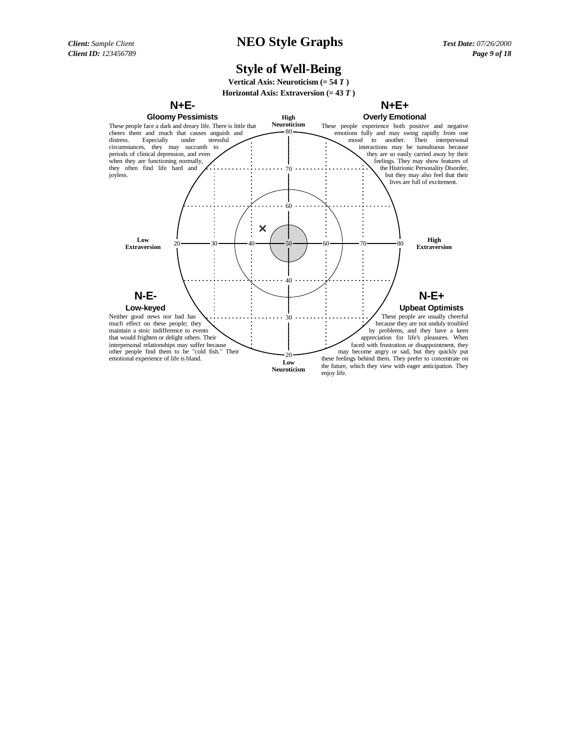# NEO Style Graphs

## Style of Well-Being

**Vertical Axis: Neuroticism (= 54 *T* )**

**Horizontal Axis: Extraversion (= 43 *T* )**

### N+E-

**Gloomy Pessimists**

These people face a dark and dreary life. There is little that cheers them and much that causes anguish and distress. Especially under stressful circumstances, they may succumb to periods of clinical depression, and even when they are functioning normally, they often find life hard and joyless.

### N+E+

**Overly Emotional**

These people experience both positive and negative emotions fully and may swing rapidly from one mood to another. Their interpersonal interactions may be tumultuous because they are so easily carried away by their feelings. They may show features of the Histrionic Personality Disorder, but they may also feel that their lives are full of excitement.

High Neuroticism

80

70

60

Low Extraversion 20 30 40 50 60 70 80 High Extraversion

40

30

20

Low Neuroticism

### N-E-

**Low-keyed**

Neither good news nor bad has much effect on these people; they maintain a stoic indifference to events that would frighten or delight others. Their interpersonal relationships may suffer because other people find them to be "cold fish." Their emotional experience of life is bland.

### N-E+

**Upbeat Optimists**

These people are usually cheerful because they are not unduly troubled by problems, and they have a keen appreciation for life's pleasures. When faced with frustration or disappointment, they may become angry or sad, but they quickly put these feelings behind them. They prefer to concentrate on the future, which they view with eager anticipation. They enjoy life.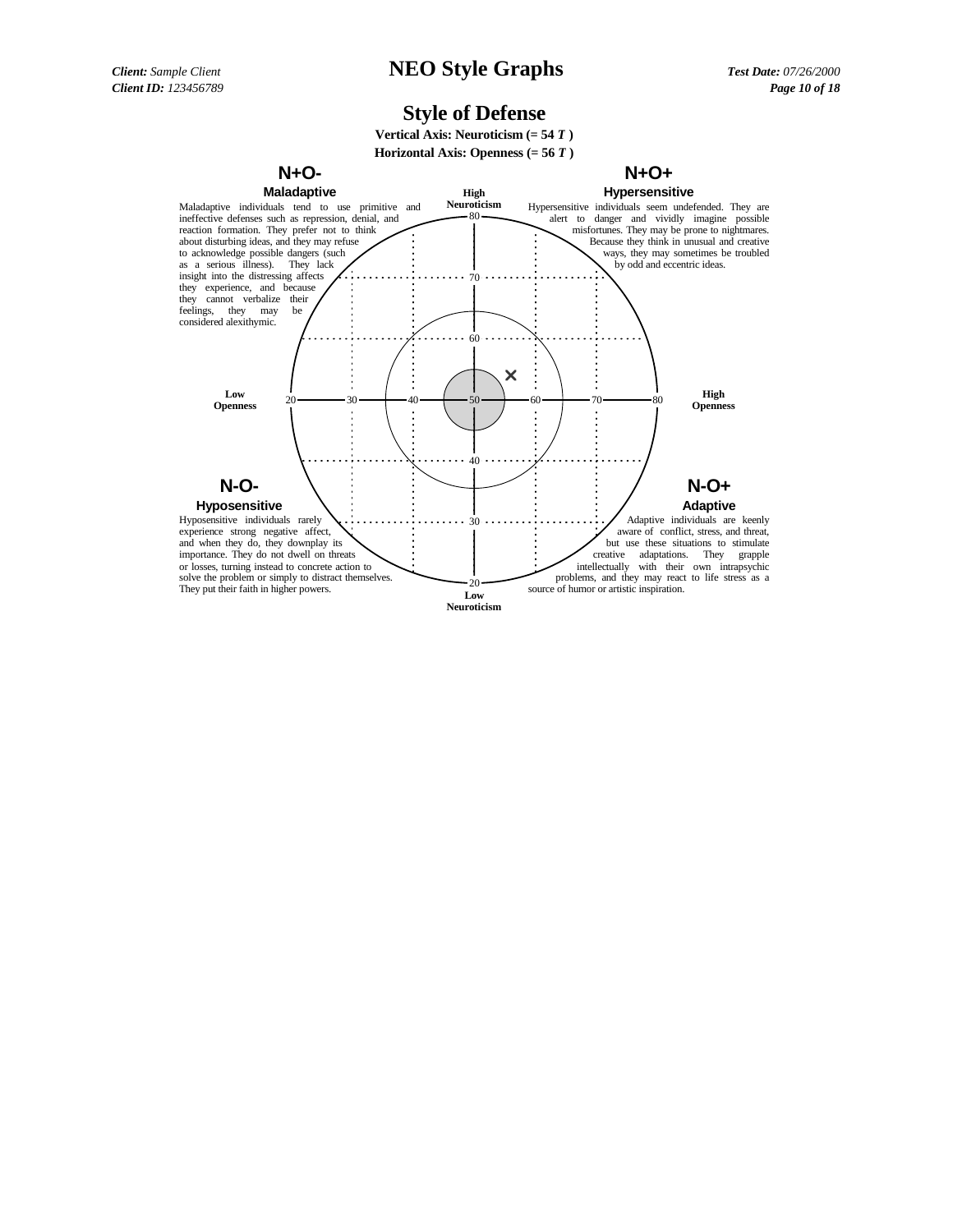# NEO Style Graphs

## Style of Defense

**Vertical Axis: Neuroticism (= 54 *T* )**

**Horizontal Axis: Openness (= 56 *T* )**

### N+O-

**Maladaptive**

Maladaptive individuals tend to use primitive and ineffective defenses such as repression, denial, and reaction formation. They prefer not to think about disturbing ideas, and they may refuse to acknowledge possible dangers (such as a serious illness). They lack insight into the distressing affects they experience, and because they cannot verbalize their feelings, they may be considered alexithymic.

### N+O+

**Hypersensitive**

Hypersensitive individuals seem undefended. They are alert to danger and vividly imagine possible misfortunes. They may be prone to nightmares. Because they think in unusual and creative ways, they may sometimes be troubled by odd and eccentric ideas.

### N-O-

**Hyposensitive**

Hyposensitive individuals rarely experience strong negative affect, and when they do, they downplay its importance. They do not dwell on threats or losses, turning instead to concrete action to solve the problem or simply to distract themselves. They put their faith in higher powers.

### N-O+

**Adaptive**

Adaptive individuals are keenly aware of conflict, stress, and threat, but use these situations to stimulate creative adaptations. They grapple intellectually with their own intrapsychic problems, and they may react to life stress as a source of humor or artistic inspiration.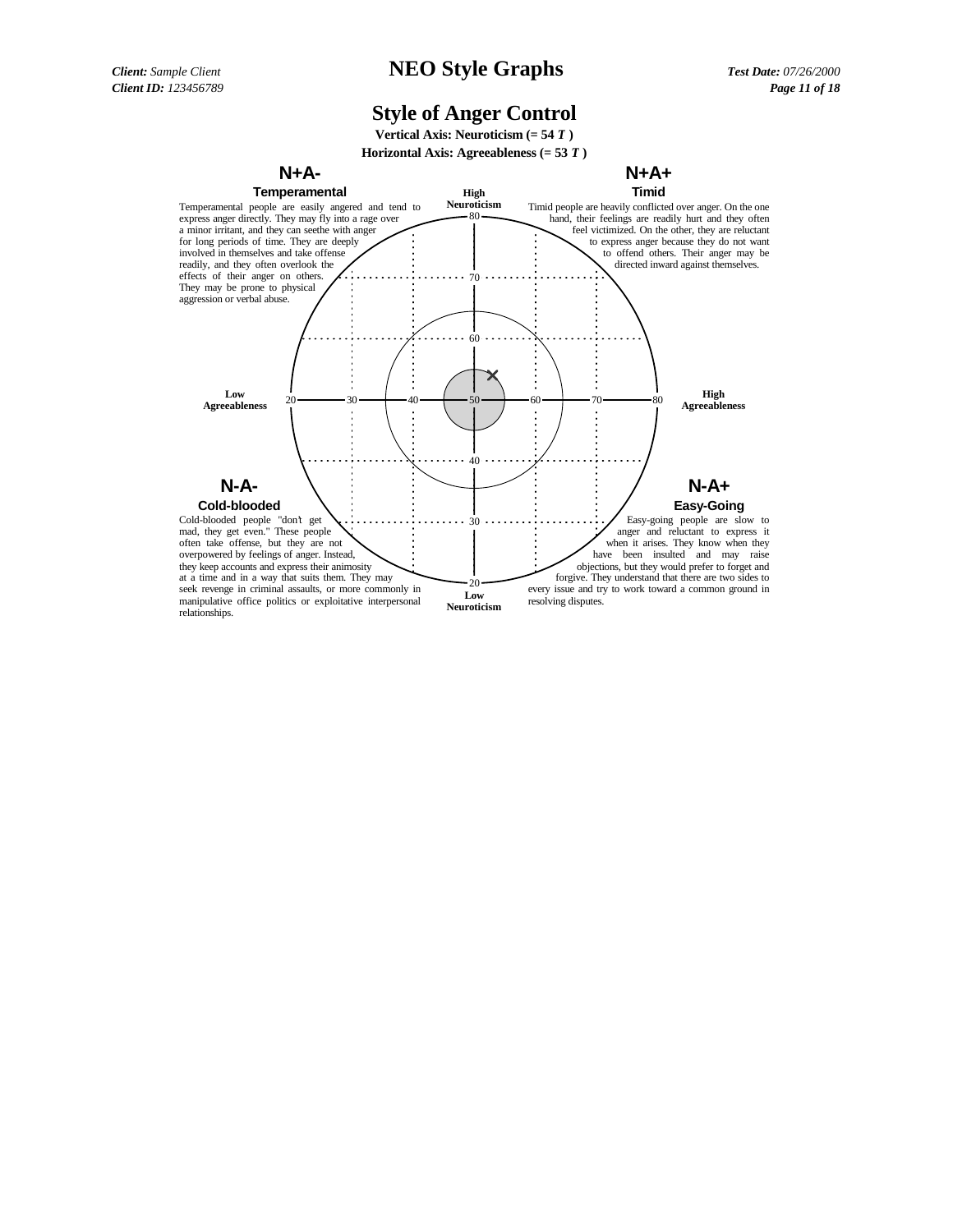# NEO Style Graphs

**Client:** *Sample Client*
**Client ID:** *123456789*
**Test Date:** *07/26/2000*

## Style of Anger Control

**Vertical Axis: Neuroticism (= 54 *T* )**
**Horizontal Axis: Agreeableness (= 53 *T* )**

### N+A- Temperamental

Temperamental people are easily angered and tend to express anger directly. They may fly into a rage over a minor irritant, and they can seethe with anger for long periods of time. They are deeply involved in themselves and take offense readily, and they often overlook the effects of their anger on others. They may be prone to physical aggression or verbal abuse.

### N+A+ Timid

Timid people are heavily conflicted over anger. On the one hand, their feelings are readily hurt and they often feel victimized. On the other, they are reluctant to express anger because they do not want to offend others. Their anger may be directed inward against themselves.

High Neuroticism

80

70

60

Low Agreeableness 20 30 40 50 60 70 80 High Agreeableness

40

30

20

Low Neuroticism

### N-A- Cold-blooded

Cold-blooded people "don't get mad, they get even." These people often take offense, but they are not overpowered by feelings of anger. Instead, they keep accounts and express their animosity at a time and in a way that suits them. They may seek revenge in criminal assaults, or more commonly in manipulative office politics or exploitative interpersonal relationships.

### N-A+ Easy-Going

Easy-going people are slow to anger and reluctant to express it when it arises. They know when they have been insulted and may raise objections, but they would prefer to forget and forgive. They understand that there are two sides to every issue and try to work toward a common ground in resolving disputes.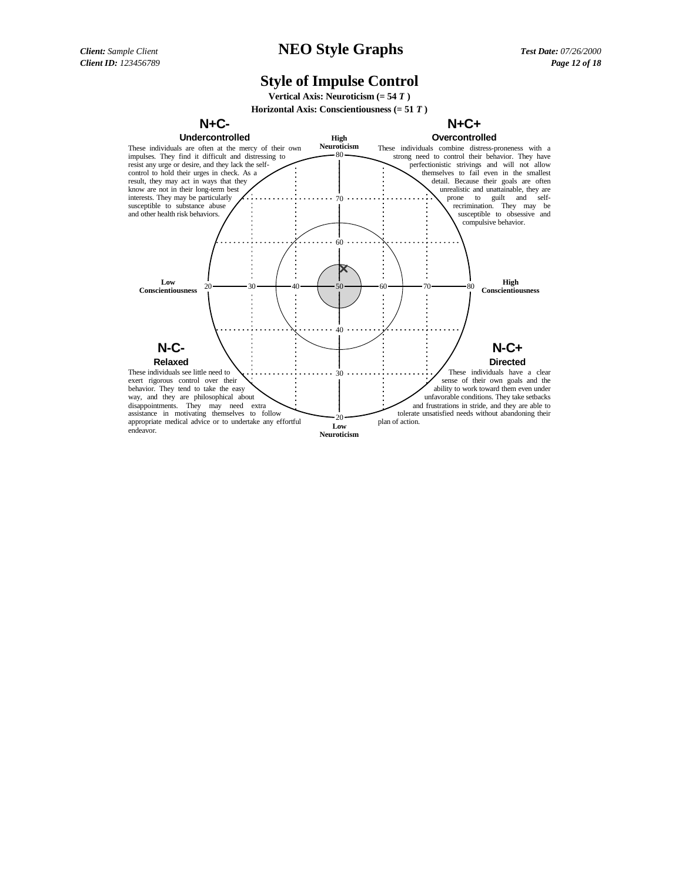# NEO Style Graphs

## Style of Impulse Control

**Vertical Axis: Neuroticism (= 54 *T* )**

**Horizontal Axis: Conscientiousness (= 51 *T* )**

### N+C-

**Undercontrolled**

These individuals are often at the mercy of their own impulses. They find it difficult and distressing to resist any urge or desire, and they lack the self-control to hold their urges in check. As a result, they may act in ways that they know are not in their long-term best interests. They may be particularly susceptible to substance abuse and other health risk behaviors.

### N+C+

**Overcontrolled**

These individuals combine distress-proneness with a strong need to control their behavior. They have perfectionistic strivings and will not allow themselves to fail even in the smallest detail. Because their goals are often unrealistic and unattainable, they are prone to guilt and self-recrimination. They may be susceptible to obsessive and compulsive behavior.

**High Neuroticism**

80

70

60

**Low Conscientiousness** 20 30 40 50 60 70 80 **High Conscientiousness**

40

30

20

**Low Neuroticism**

### N-C-

**Relaxed**

These individuals see little need to exert rigorous control over their behavior. They tend to take the easy way, and they are philosophical about disappointments. They may need extra assistance in motivating themselves to follow appropriate medical advice or to undertake any effortful endeavor.

### N-C+

**Directed**

These individuals have a clear sense of their own goals and the ability to work toward them even under unfavorable conditions. They take setbacks and frustrations in stride, and they are able to tolerate unsatisfied needs without abandoning their plan of action.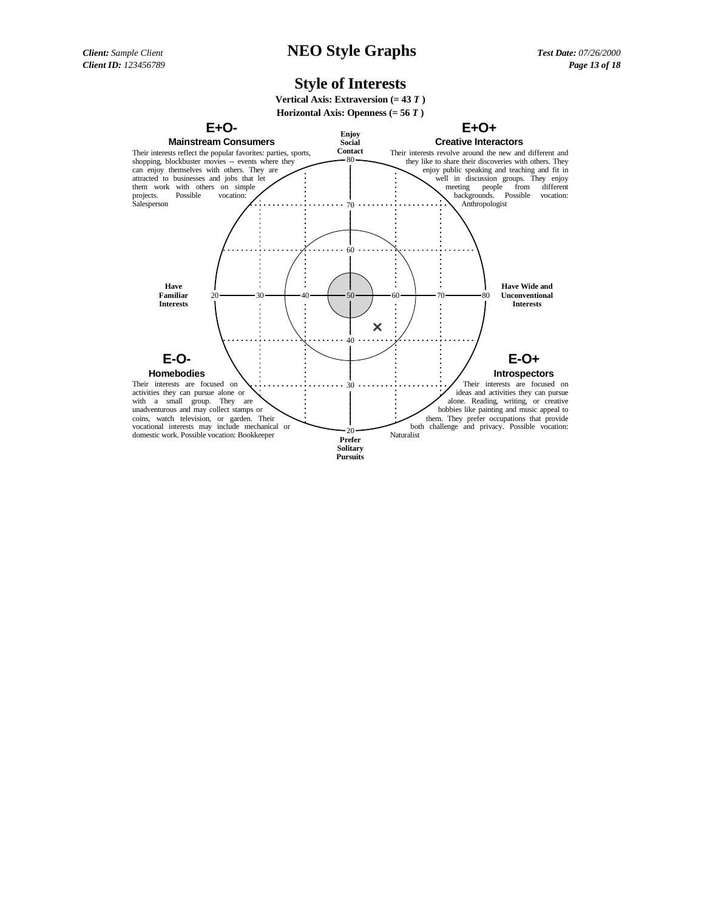## Style of Interests

**Vertical Axis: Extraversion (= 43 *T* )**

**Horizontal Axis: Openness (= 56 *T* )**

### E+O-
**Mainstream Consumers**

Their interests reflect the popular favorites: parties, sports, shopping, blockbuster movies -- events where they can enjoy themselves with others. They are attracted to businesses and jobs that let them work with others on simple projects. Possible vocation: Salesperson

### E+O+
**Creative Interactors**

Their interests revolve around the new and different and they like to share their discoveries with others. They enjoy public speaking and teaching and fit in well in discussion groups. They enjoy meeting people from different backgrounds. Possible vocation: Anthropologist

**Enjoy Social Contact**

**Have Familiar Interests**

**Have Wide and Unconventional Interests**

**Prefer Solitary Pursuits**

### E-O-
**Homebodies**

Their interests are focused on activities they can pursue alone or with a small group. They are unadventurous and may collect stamps or coins, watch television, or garden. Their vocational interests may include mechanical or domestic work. Possible vocation: Bookkeeper

### E-O+
**Introspectors**

Their interests are focused on ideas and activities they can pursue alone. Reading, writing, or creative hobbies like painting and music appeal to them. They prefer occupations that provide both challenge and privacy. Possible vocation: Naturalist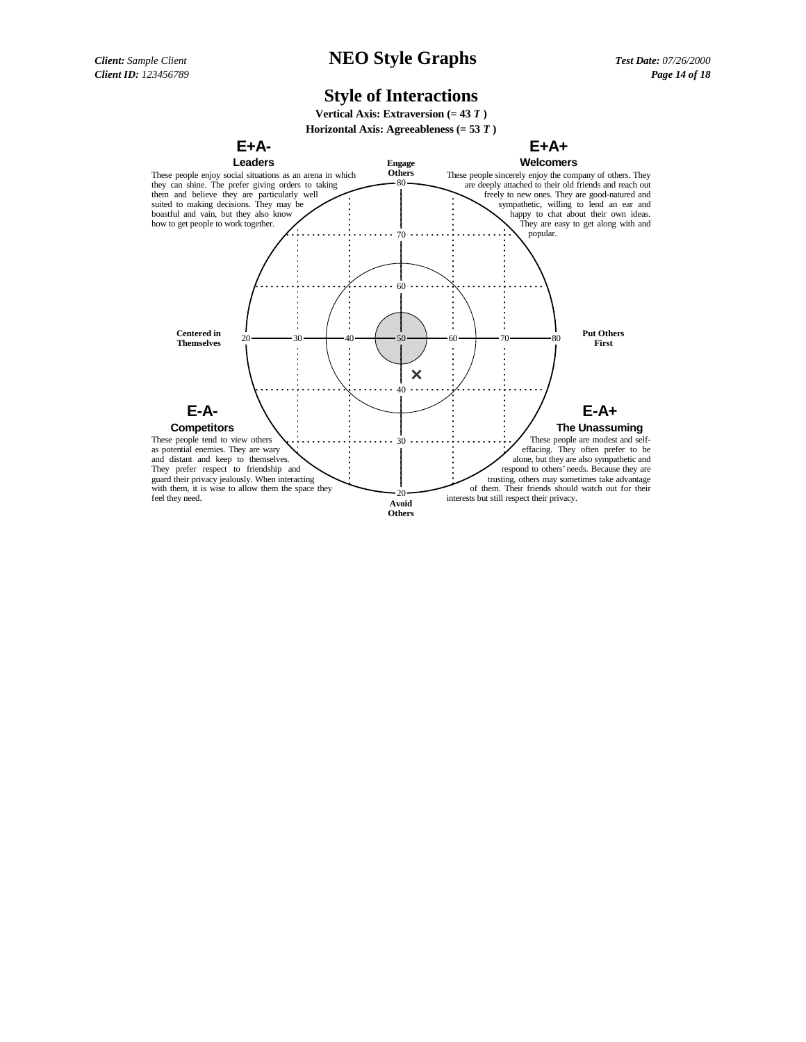## Style of Interactions

**Vertical Axis: Extraversion (= 43 *T* )**
**Horizontal Axis: Agreeableness (= 53 *T* )**

### E+A-
**Leaders**

These people enjoy social situations as an arena in which they can shine. The prefer giving orders to taking them and believe they are particularly well suited to making decisions. They may be boastful and vain, but they also know how to get people to work together.

### E+A+
**Welcomers**

These people sincerely enjoy the company of others. They are deeply attached to their old friends and reach out freely to new ones. They are good-natured and sympathetic, willing to lend an ear and happy to chat about their own ideas. They are easy to get along with and popular.

**Engage Others**

**Centered in Themselves**

**Put Others First**

**Avoid Others**

### E-A-
**Competitors**

These people tend to view others as potential enemies. They are wary and distant and keep to themselves. They prefer respect to friendship and guard their privacy jealously. When interacting with them, it is wise to allow them the space they feel they need.

### E-A+
**The Unassuming**

These people are modest and self-effacing. They often prefer to be alone, but they are also sympathetic and respond to others' needs. Because they are trusting, others may sometimes take advantage of them. Their friends should watch out for their interests but still respect their privacy.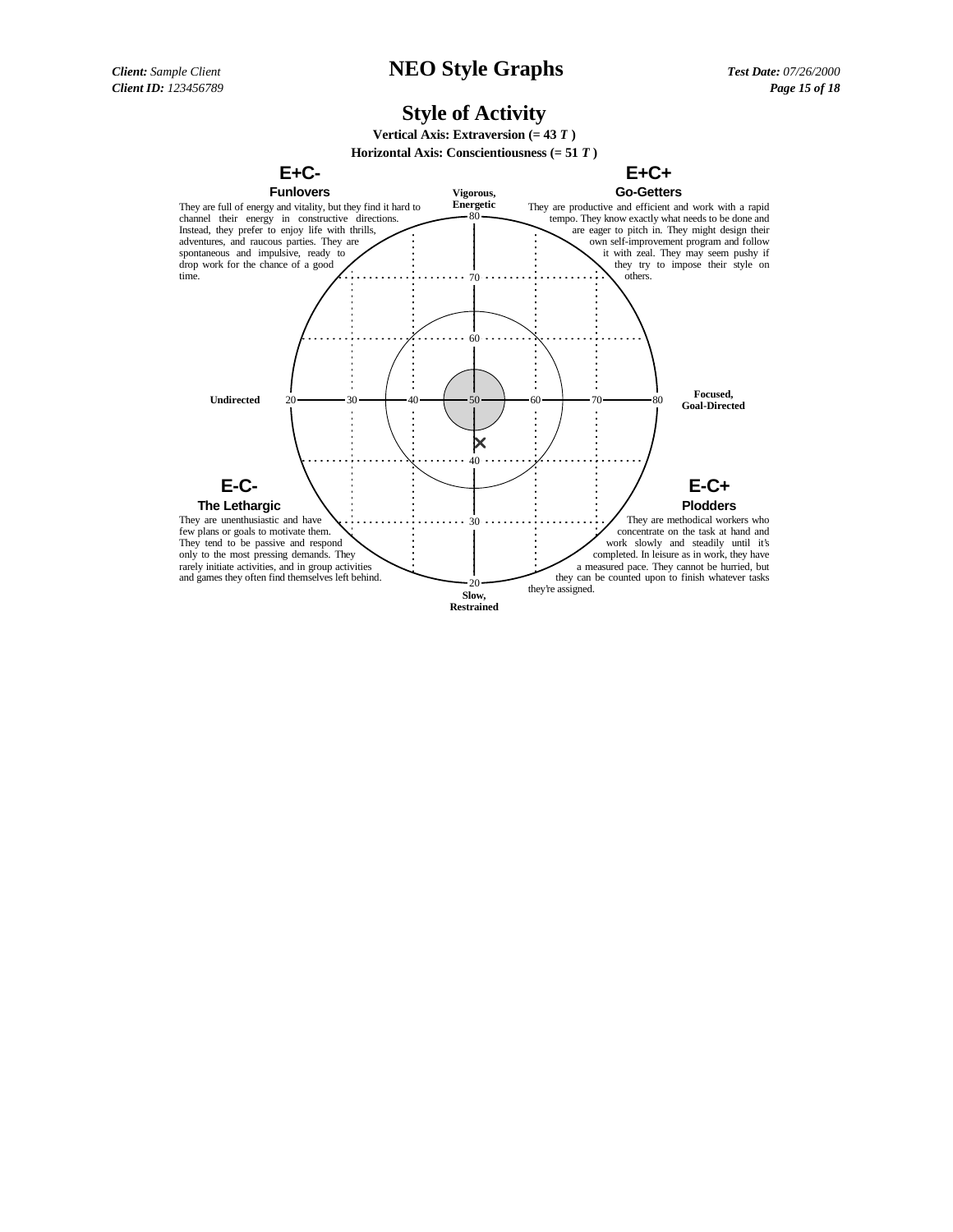# NEO Style Graphs

## Style of Activity

**Vertical Axis: Extraversion (= 43 *T* )**

**Horizontal Axis: Conscientiousness (= 51 *T* )**

### E+C-

#### Funlovers

They are full of energy and vitality, but they find it hard to channel their energy in constructive directions. Instead, they prefer to enjoy life with thrills, adventures, and raucous parties. They are spontaneous and impulsive, ready to drop work for the chance of a good time.

### E+C+

#### Go-Getters

They are productive and efficient and work with a rapid tempo. They know exactly what needs to be done and are eager to pitch in. They might design their own self-improvement program and follow it with zeal. They may seem pushy if they try to impose their style on others.

**Vigorous, Energetic**

**Undirected**

**Focused, Goal-Directed**

**Slow, Restrained**

### E-C-

#### The Lethargic

They are unenthusiastic and have few plans or goals to motivate them. They tend to be passive and respond only to the most pressing demands. They rarely initiate activities, and in group activities and games they often find themselves left behind.

### E-C+

#### Plodders

They are methodical workers who concentrate on the task at hand and work slowly and steadily until it's completed. In leisure as in work, they have a measured pace. They cannot be hurried, but they can be counted upon to finish whatever tasks they're assigned.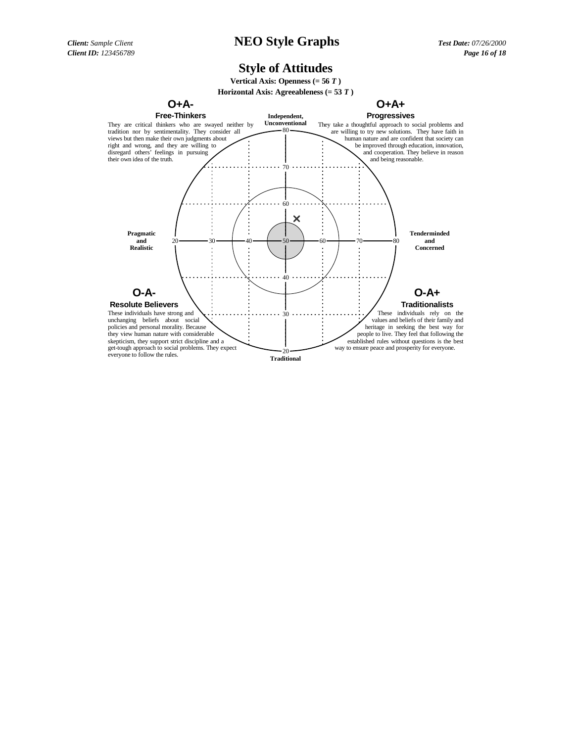# Style of Attitudes

**Vertical Axis: Openness (= 56 *T* )**

**Horizontal Axis: Agreeableness (= 53 *T* )**

## O+A-

### Free-Thinkers

They are critical thinkers who are swayed neither by tradition nor by sentimentality. They consider all views but then make their own judgments about right and wrong, and they are willing to disregard others' feelings in pursuing their own idea of the truth.

## O+A+

### Progressives

They take a thoughtful approach to social problems and are willing to try new solutions. They have faith in human nature and are confident that society can be improved through education, innovation, and cooperation. They believe in reason and being reasonable.

**Independent, Unconventional**

80

70

60

**Pragmatic and Realistic**

20 30 40 50 60 70 80

**Tenderminded and Concerned**

40

30

20

**Traditional**

## O-A-

### Resolute Believers

These individuals have strong and unchanging beliefs about social policies and personal morality. Because they view human nature with considerable skepticism, they support strict discipline and a get-tough approach to social problems. They expect everyone to follow the rules.

## O-A+

### Traditionalists

These individuals rely on the values and beliefs of their family and heritage in seeking the best way for people to live. They feel that following the established rules without questions is the best way to ensure peace and prosperity for everyone.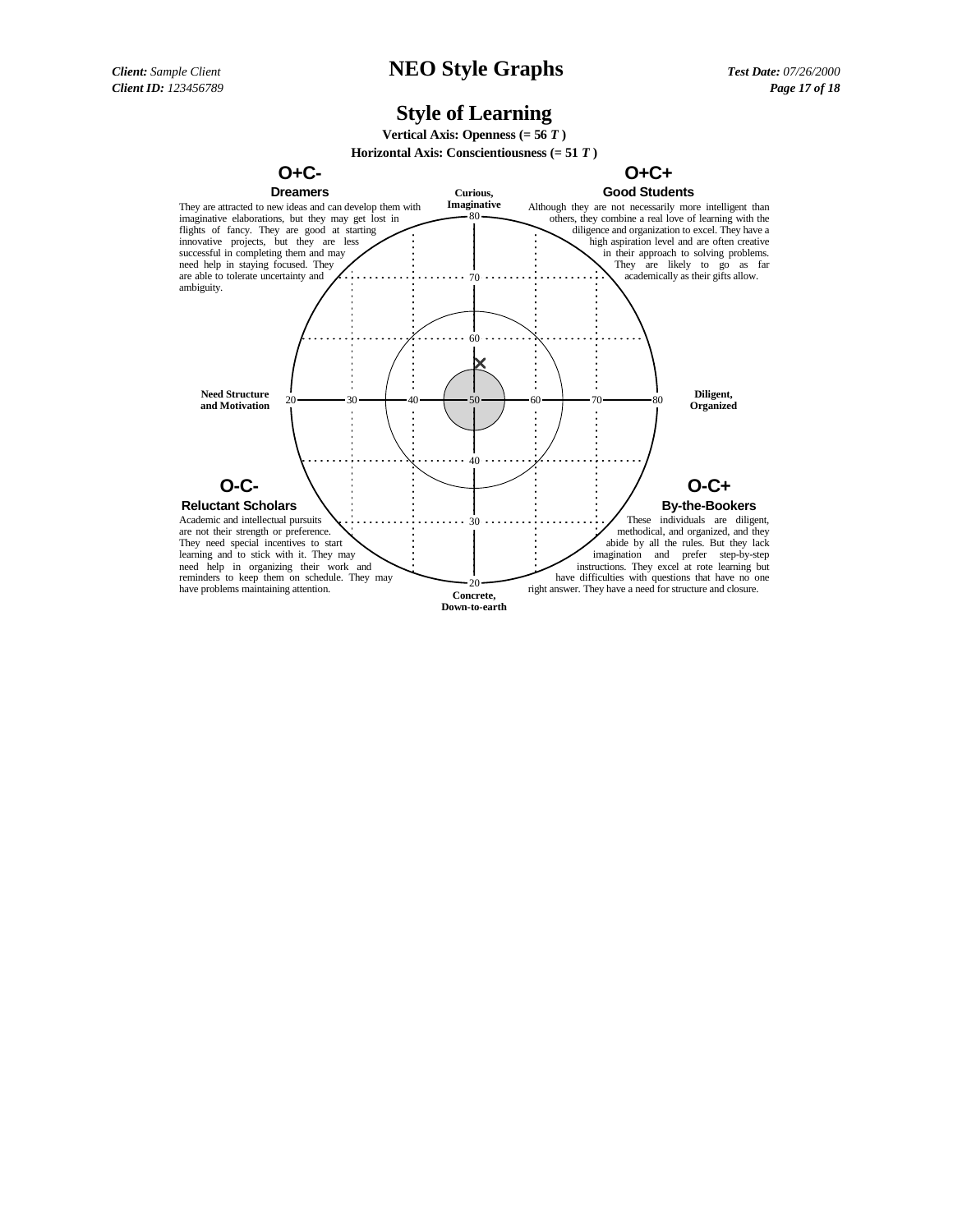# Style of Learning

**Vertical Axis: Openness (= 56 *T* )**

**Horizontal Axis: Conscientiousness (= 51 *T* )**

## O+C-

### Dreamers

They are attracted to new ideas and can develop them with imaginative elaborations, but they may get lost in flights of fancy. They are good at starting innovative projects, but they are less successful in completing them and may need help in staying focused. They are able to tolerate uncertainty and ambiguity.

## O+C+

### Good Students

Although they are not necessarily more intelligent than others, they combine a real love of learning with the diligence and organization to excel. They have a high aspiration level and are often creative in their approach to solving problems. They are likely to go as far academically as their gifts allow.

**Curious, Imaginative**

**Need Structure and Motivation**

**Diligent, Organized**

**Concrete, Down-to-earth**

## O-C-

### Reluctant Scholars

Academic and intellectual pursuits are not their strength or preference. They need special incentives to start learning and to stick with it. They may need help in organizing their work and reminders to keep them on schedule. They may have problems maintaining attention.

## O-C+

### By-the-Bookers

These individuals are diligent, methodical, and organized, and they abide by all the rules. But they lack imagination and prefer step-by-step instructions. They excel at rote learning but have difficulties with questions that have no one right answer. They have a need for structure and closure.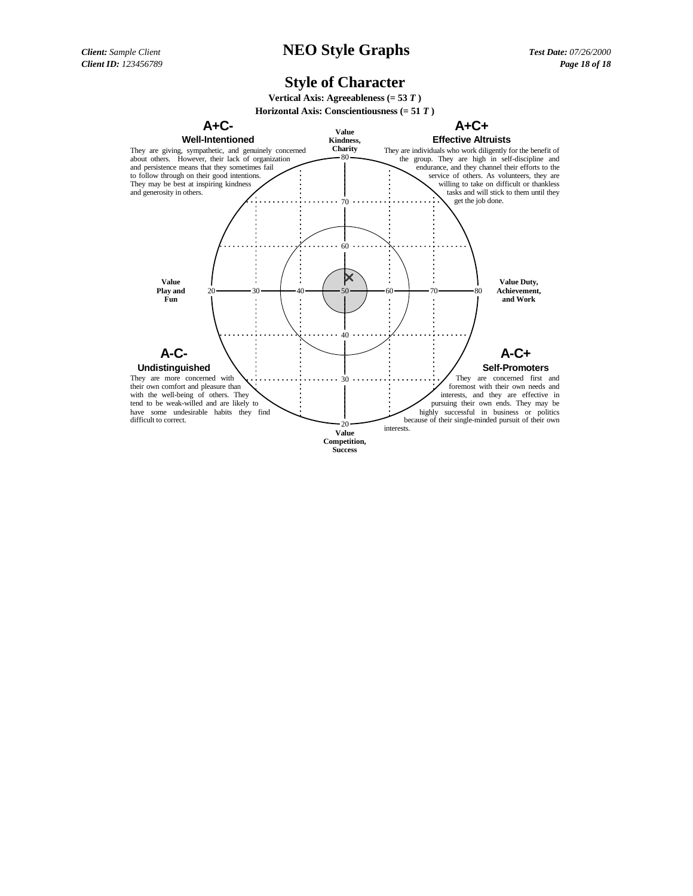# Style of Character

**Vertical Axis: Agreeableness (= 53 *T* )**
**Horizontal Axis: Conscientiousness (= 51 *T* )**

## A+C-

### Well-Intentioned

They are giving, sympathetic, and genuinely concerned about others. However, their lack of organization and persistence means that they sometimes fail to follow through on their good intentions. They may be best at inspiring kindness and generosity in others.

## A+C+

### Effective Altruists

They are individuals who work diligently for the benefit of the group. They are high in self-discipline and endurance, and they channel their efforts to the service of others. As volunteers, they are willing to take on difficult or thankless tasks and will stick to them until they get the job done.

**Value Kindness, Charity**

80
70
60

**Value Play and Fun**

20 30 40 50 60 70 80

**Value Duty, Achievement, and Work**

40
30
20

**Value Competition, Success**

## A-C-

### Undistinguished

They are more concerned with their own comfort and pleasure than with the well-being of others. They tend to be weak-willed and are likely to have some undesirable habits they find difficult to correct.

## A-C+

### Self-Promoters

They are concerned first and foremost with their own needs and interests, and they are effective in pursuing their own ends. They may be highly successful in business or politics because of their single-minded pursuit of their own interests.